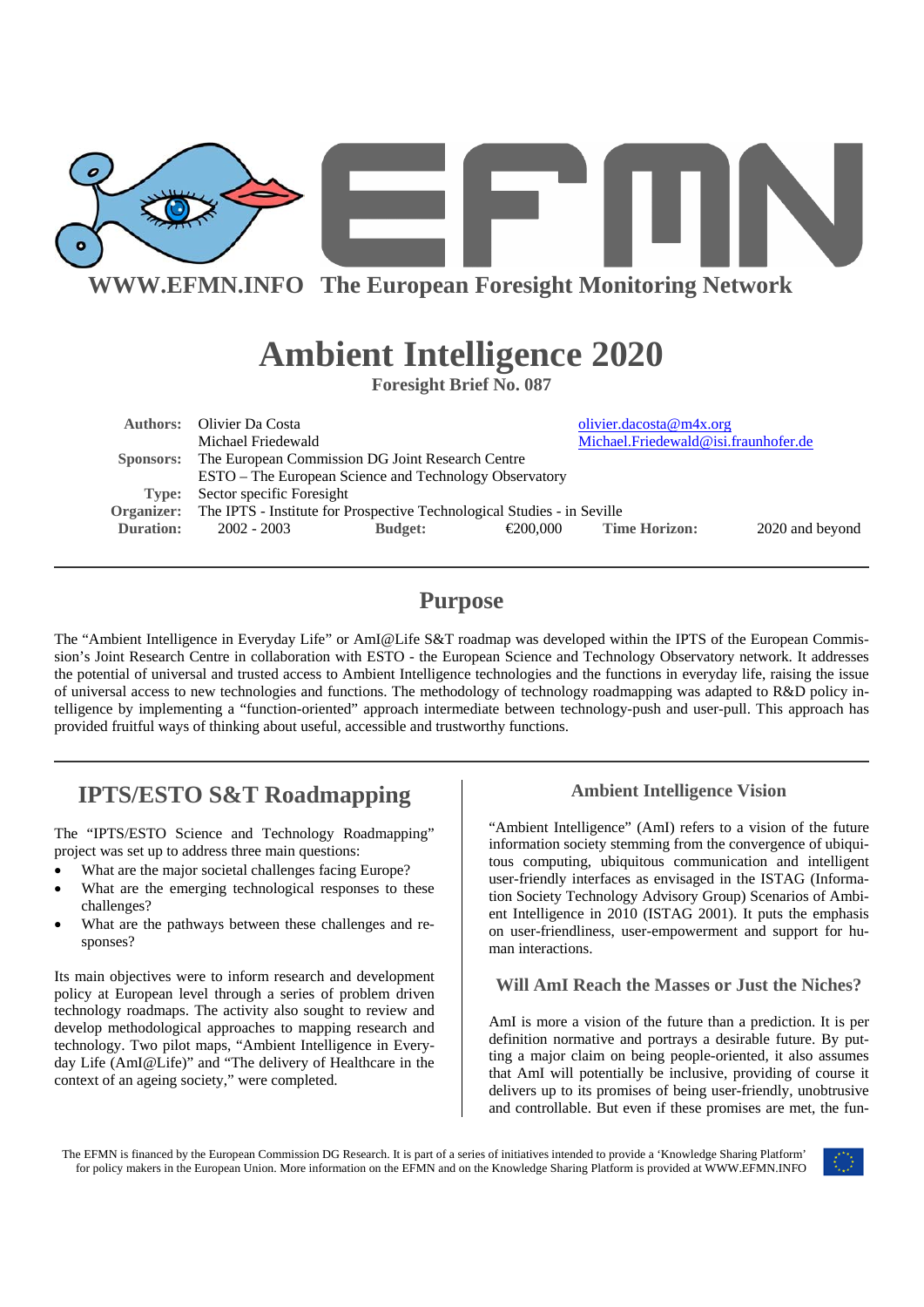**WWW.EFMN.INFO The European Foresight Monitoring Network**

# Ambient Intelligence 2020

**Foresight Brief No. 087**

| | | | | | |
|---|---|---|---|---|---|
| **Authors:** | Olivier Da Costa | | | olivier.dacosta@m4x.org | |
| | Michael Friedewald | | | Michael.Friedewald@isi.fraunhofer.de | |
| **Sponsors:** | The European Commission DG Joint Research Centre | | | | |
| | ESTO – The European Science and Technology Observatory | | | | |
| **Type:** | Sector specific Foresight | | | | |
| **Organizer:** | The IPTS - Institute for Prospective Technological Studies - in Seville | | | | |
| **Duration:** | 2002 - 2003 | **Budget:** | €200,000 | **Time Horizon:** | 2020 and beyond |

## Purpose

The “Ambient Intelligence in Everyday Life” or AmI@Life S&T roadmap was developed within the IPTS of the European Commission’s Joint Research Centre in collaboration with ESTO - the European Science and Technology Observatory network. It addresses the potential of universal and trusted access to Ambient Intelligence technologies and the functions in everyday life, raising the issue of universal access to new technologies and functions. The methodology of technology roadmapping was adapted to R&D policy intelligence by implementing a “function-oriented” approach intermediate between technology-push and user-pull. This approach has provided fruitful ways of thinking about useful, accessible and trustworthy functions.

## IPTS/ESTO S&T Roadmapping

The “IPTS/ESTO Science and Technology Roadmapping” project was set up to address three main questions:

- What are the major societal challenges facing Europe?
- What are the emerging technological responses to these challenges?
- What are the pathways between these challenges and responses?

Its main objectives were to inform research and development policy at European level through a series of problem driven technology roadmaps. The activity also sought to review and develop methodological approaches to mapping research and technology. Two pilot maps, “Ambient Intelligence in Everyday Life (AmI@Life)” and “The delivery of Healthcare in the context of an ageing society,” were completed.

### Ambient Intelligence Vision

“Ambient Intelligence” (AmI) refers to a vision of the future information society stemming from the convergence of ubiquitous computing, ubiquitous communication and intelligent user-friendly interfaces as envisaged in the ISTAG (Information Society Technology Advisory Group) Scenarios of Ambient Intelligence in 2010 (ISTAG 2001). It puts the emphasis on user-friendliness, user-empowerment and support for human interactions.

### Will AmI Reach the Masses or Just the Niches?

AmI is more a vision of the future than a prediction. It is per definition normative and portrays a desirable future. By putting a major claim on being people-oriented, it also assumes that AmI will potentially be inclusive, providing of course it delivers up to its promises of being user-friendly, unobtrusive and controllable. But even if these promises are met, the fun-

The EFMN is financed by the European Commission DG Research. It is part of a series of initiatives intended to provide a ‘Knowledge Sharing Platform’ for policy makers in the European Union. More information on the EFMN and on the Knowledge Sharing Platform is provided at WWW.EFMN.INFO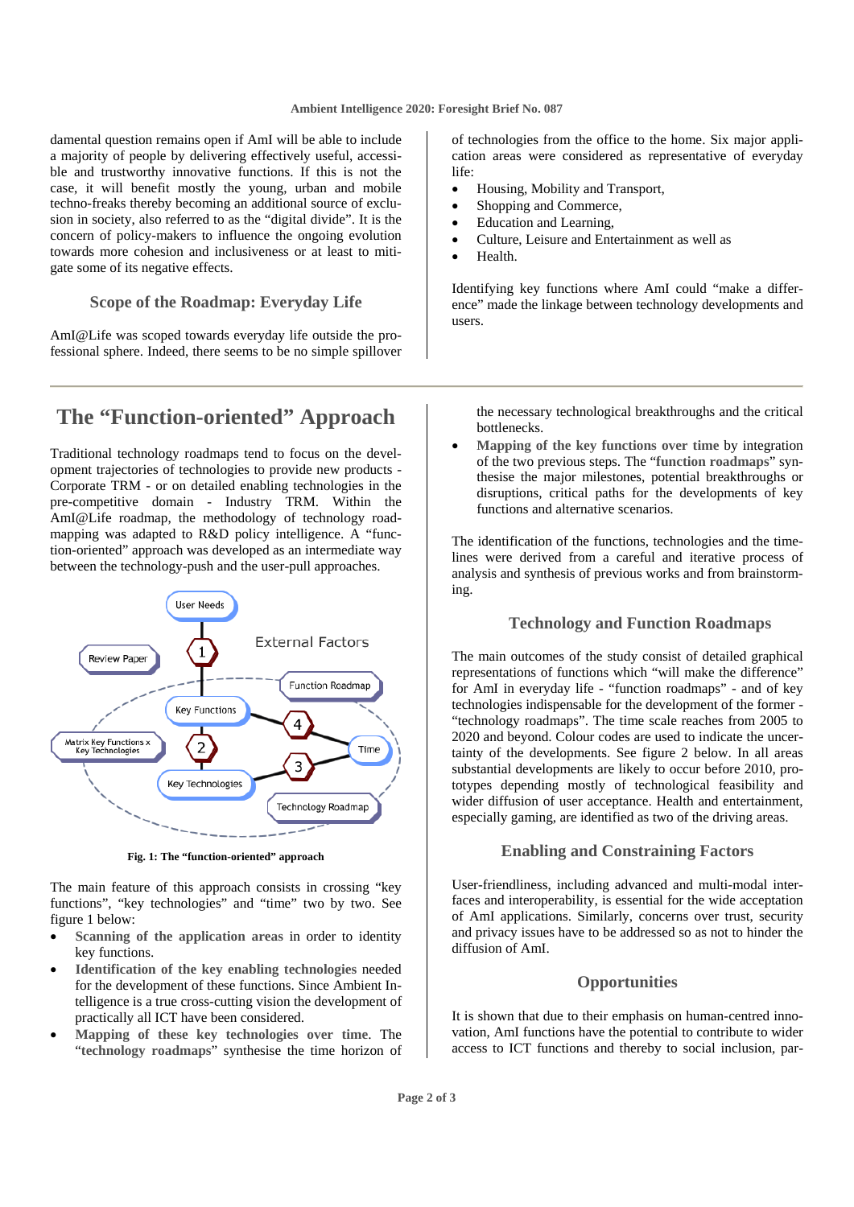damental question remains open if AmI will be able to include a majority of people by delivering effectively useful, accessible and trustworthy innovative functions. If this is not the case, it will benefit mostly the young, urban and mobile techno-freaks thereby becoming an additional source of exclusion in society, also referred to as the "digital divide". It is the concern of policy-makers to influence the ongoing evolution towards more cohesion and inclusiveness or at least to mitigate some of its negative effects.

### Scope of the Roadmap: Everyday Life

AmI@Life was scoped towards everyday life outside the professional sphere. Indeed, there seems to be no simple spillover of technologies from the office to the home. Six major application areas were considered as representative of everyday life:

- Housing, Mobility and Transport,
- Shopping and Commerce,
- Education and Learning,
- Culture, Leisure and Entertainment as well as
- Health.

Identifying key functions where AmI could "make a difference" made the linkage between technology developments and users.

## The "Function-oriented" Approach

Traditional technology roadmaps tend to focus on the development trajectories of technologies to provide new products - Corporate TRM - or on detailed enabling technologies in the pre-competitive domain - Industry TRM. Within the AmI@Life roadmap, the methodology of technology roadmapping was adapted to R&D policy intelligence. A "function-oriented" approach was developed as an intermediate way between the technology-push and the user-pull approaches.

**Fig. 1: The "function-oriented" approach**

The main feature of this approach consists in crossing "key functions", "key technologies" and "time" two by two. See figure 1 below:

- **Scanning of the application areas** in order to identity key functions.
- **Identification of the key enabling technologies** needed for the development of these functions. Since Ambient Intelligence is a true cross-cutting vision the development of practically all ICT have been considered.
- **Mapping of these key technologies over time**. The "**technology roadmaps**" synthesise the time horizon of the necessary technological breakthroughs and the critical bottlenecks.
- **Mapping of the key functions over time** by integration of the two previous steps. The "**function roadmaps**" synthesise the major milestones, potential breakthroughs or disruptions, critical paths for the developments of key functions and alternative scenarios.

The identification of the functions, technologies and the timelines were derived from a careful and iterative process of analysis and synthesis of previous works and from brainstorming.

### Technology and Function Roadmaps

The main outcomes of the study consist of detailed graphical representations of functions which "will make the difference" for AmI in everyday life - "function roadmaps" - and of key technologies indispensable for the development of the former - "technology roadmaps". The time scale reaches from 2005 to 2020 and beyond. Colour codes are used to indicate the uncertainty of the developments. See figure 2 below. In all areas substantial developments are likely to occur before 2010, prototypes depending mostly of technological feasibility and wider diffusion of user acceptance. Health and entertainment, especially gaming, are identified as two of the driving areas.

### Enabling and Constraining Factors

User-friendliness, including advanced and multi-modal interfaces and interoperability, is essential for the wide acceptation of AmI applications. Similarly, concerns over trust, security and privacy issues have to be addressed so as not to hinder the diffusion of AmI.

### Opportunities

It is shown that due to their emphasis on human-centred innovation, AmI functions have the potential to contribute to wider access to ICT functions and thereby to social inclusion, par-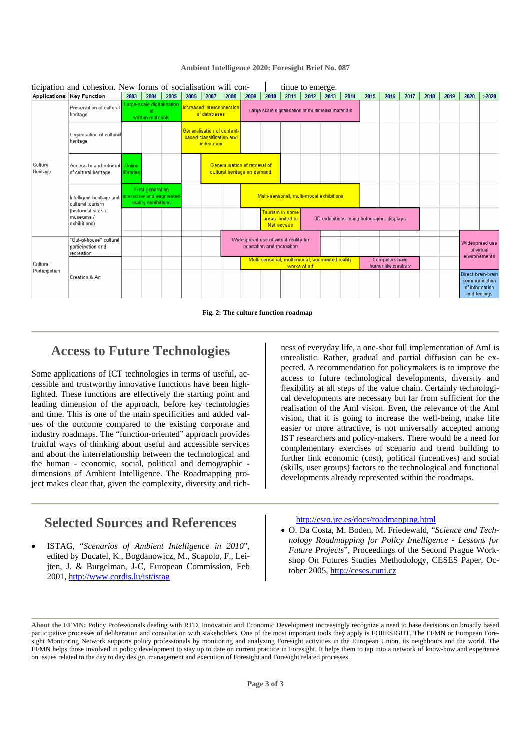ticipation and cohesion. New forms of socialisation will continue to emerge.

| Applications | Key Function | 2003 | 2004 | 2005 | 2006 | 2007 | 2008 | 2009 | 2010 | 2011 | 2012 | 2013 | 2014 | 2015 | 2016 | 2017 | 2018 | 2019 | 2020 | >2020 |
|---|---|---|---|---|---|---|---|---|---|---|---|---|---|---|---|---|---|---|---|---|
| Cultural Heritage | Preservation of cultural heritage | Large-scale digitalisation of written materials | | | Increased interconnection of databases | | | Large scale digitalisation of multimedia materials | | | | | | | | | | | | |
| | Organisation of cultural heritage | | | | Generalisation of content-based classification and indexation | | | | | | | | | | | | | | | |
| | Access to and retrieval of cultural heritage | Online libraries | | | | Generalisation of retrieval of cultural heritage on demand | | | | | | | | | | | | | | |
| | Intelligent heritage and cultural tourism (historical sites / museums / exhibitions) | First generation interactive and augmented reality exhibitions | | | | | | Multi-sensorial, multi-modal exhibitions | | | | | | | | | | | | |
| | | | | | | | | | Tourism in some areas limited to Net access | | 3D exhibitions using holographic displays | | | | | | | | | |
| Cultural Participation | "Out-of-house" cultural participation and recreation | | | | | | Widespread use of virtual reality for education and recreation | | | | | | | | | | | | Widespread use of virtual environments | |
| | Creation & Art | | | | | | | Multi-sensorial, multi-modal, augmented reality works of art | | | | | | Computers have humanlike creativity | | | | | Direct brain-brain communication of information and feelings | |

**Fig. 2: The culture function roadmap**

## Access to Future Technologies

Some applications of ICT technologies in terms of useful, accessible and trustworthy innovative functions have been highlighted. These functions are effectively the starting point and leading dimension of the approach, before key technologies and time. This is one of the main specificities and added values of the outcome compared to the existing corporate and industry roadmaps. The "function-oriented" approach provides fruitful ways of thinking about useful and accessible services and about the interrelationship between the technological and the human - economic, social, political and demographic - dimensions of Ambient Intelligence. The Roadmapping project makes clear that, given the complexity, diversity and richness of everyday life, a one-shot full implementation of AmI is unrealistic. Rather, gradual and partial diffusion can be expected. A recommendation for policymakers is to improve the access to future technological developments, diversity and flexibility at all steps of the value chain. Certainly technological developments are necessary but far from sufficient for the realisation of the AmI vision. Even, the relevance of the AmI vision, that it is going to increase the well-being, make life easier or more attractive, is not universally accepted among IST researchers and policy-makers. There would be a need for complementary exercises of scenario and trend building to further link economic (cost), political (incentives) and social (skills, user groups) factors to the technological and functional developments already represented within the roadmaps.

## Selected Sources and References

- ISTAG, "*Scenarios of Ambient Intelligence in 2010*", edited by Ducatel, K., Bogdanowicz, M., Scapolo, F., Leijten, J. & Burgelman, J-C, European Commission, Feb 2001, http://www.cordis.lu/ist/istag
- http://esto.jrc.es/docs/roadmapping.html
- O. Da Costa, M. Boden, M. Friedewald, "*Science and Technology Roadmapping for Policy Intelligence - Lessons for Future Projects*", Proceedings of the Second Prague Workshop On Futures Studies Methodology, CESES Paper, October 2005, http://ceses.cuni.cz

**About the EFMN:** Policy Professionals dealing with RTD, Innovation and Economic Development increasingly recognize a need to base decisions on broadly based participative processes of deliberation and consultation with stakeholders. One of the most important tools they apply is FORESIGHT. The EFMN or European Foresight Monitoring Network supports policy professionals by monitoring and analyzing Foresight activities in the European Union, its neighbours and the world. The EFMN helps those involved in policy development to stay up to date on current practice in Foresight. It helps them to tap into a network of know-how and experience on issues related to the day to day design, management and execution of Foresight and Foresight related processes.